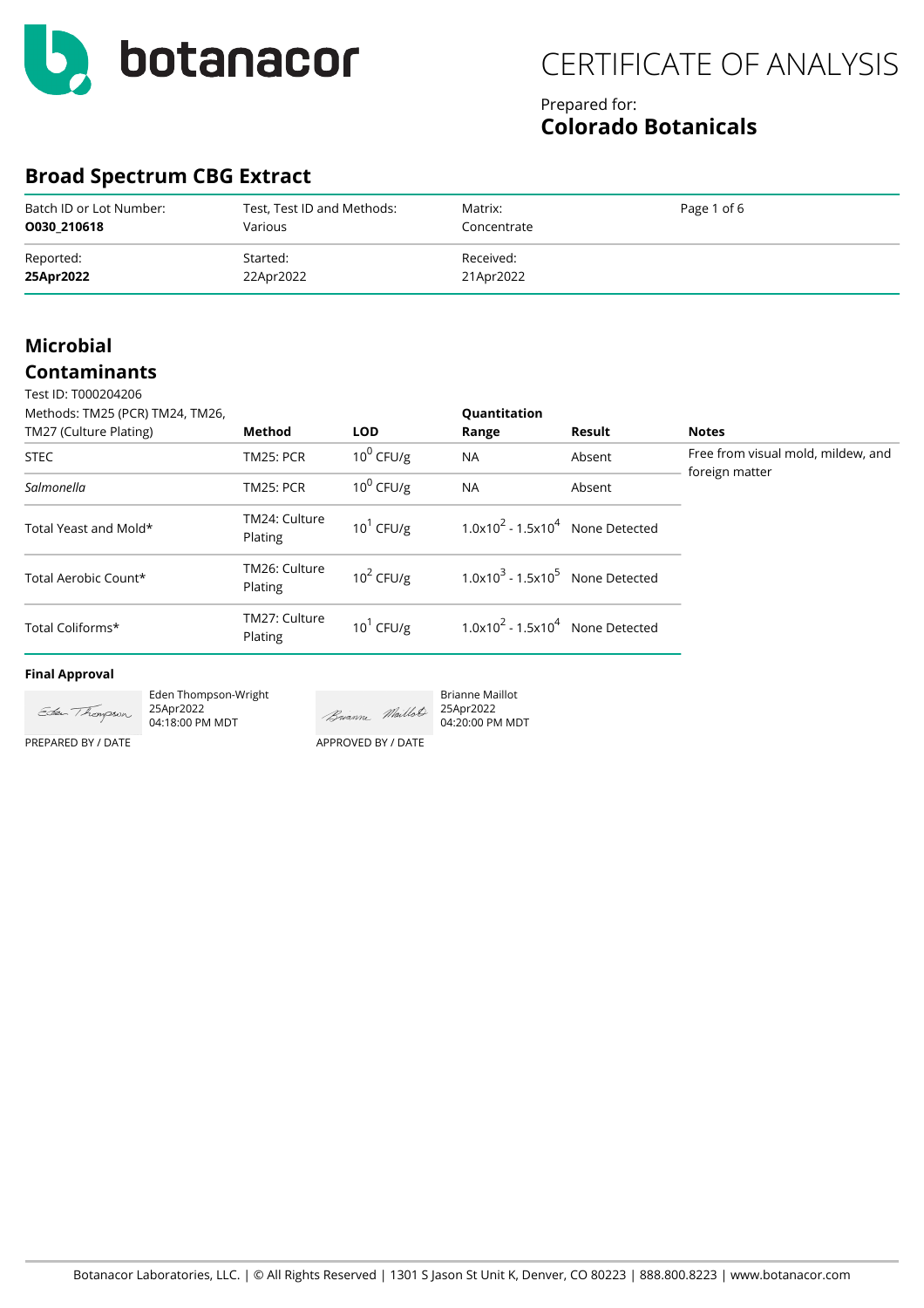# botanacor

# CERTIFICATE OF ANALYSIS

Prepared for:
**Colorado Botanicals**

## Broad Spectrum CBG Extract

| Batch ID or Lot Number: | Test, Test ID and Methods: | Matrix: |
|---|---|---|
| **O030_210618** | Various | Concentrate |
| Reported: | Started: | Received: |
| **25Apr2022** | 22Apr2022 | 21Apr2022 |

## Microbial Contaminants

Test ID: T000204206

| Methods: TM25 (PCR) TM24, TM26, TM27 (Culture Plating) | Method | LOD | Quantitation Range | Result | Notes |
|---|---|---|---|---|---|
| STEC | TM25: PCR | $10^0$ CFU/g | NA | Absent | Free from visual mold, mildew, and foreign matter |
| *Salmonella* | TM25: PCR | $10^0$ CFU/g | NA | Absent | |
| Total Yeast and Mold* | TM24: Culture Plating | $10^1$ CFU/g | $1.0x10^2$ - $1.5x10^4$ | None Detected | |
| Total Aerobic Count* | TM26: Culture Plating | $10^2$ CFU/g | $1.0x10^3$ - $1.5x10^5$ | None Detected | |
| Total Coliforms* | TM27: Culture Plating | $10^1$ CFU/g | $1.0x10^2$ - $1.5x10^4$ | None Detected | |

**Final Approval**

Eden Thompson-Wright
25Apr2022
04:18:00 PM MDT
PREPARED BY / DATE

Brianne Maillot
25Apr2022
04:20:00 PM MDT
APPROVED BY / DATE

Botanacor Laboratories, LLC. | © All Rights Reserved | 1301 S Jason St Unit K, Denver, CO 80223 | 888.800.8223 | www.botanacor.com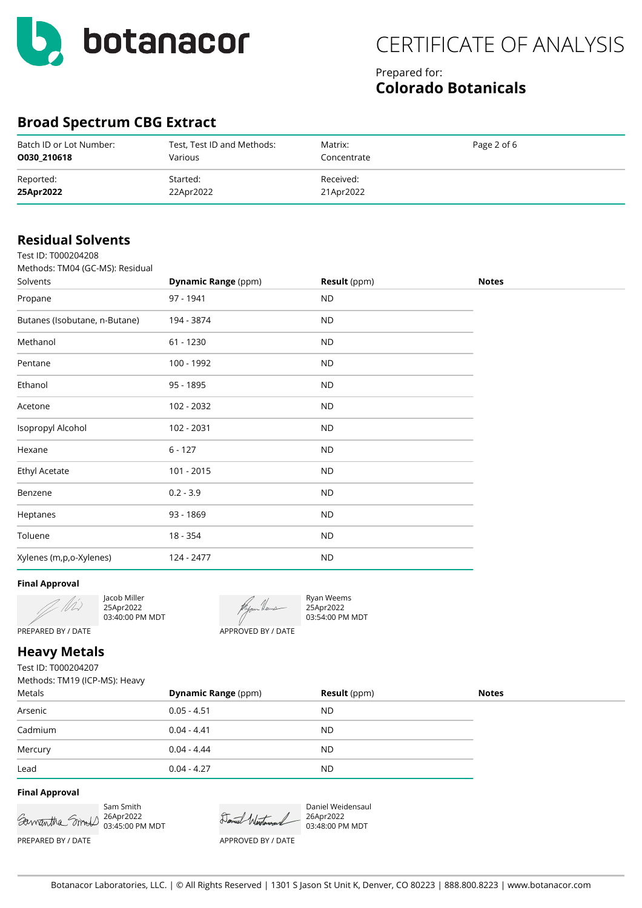botanacor

# CERTIFICATE OF ANALYSIS

Prepared for:
**Colorado Botanicals**

## Broad Spectrum CBG Extract

| Batch ID or Lot Number: | Test, Test ID and Methods: | Matrix: | |
|---|---|---|---|
| **O030_210618** | Various | Concentrate | |
| Reported: | Started: | Received: | |
| **25Apr2022** | 22Apr2022 | 21Apr2022 | |

## Residual Solvents

Test ID: T000204208

| Methods: TM04 (GC-MS): Residual Solvents | **Dynamic Range** (ppm) | **Result** (ppm) | **Notes** |
|---|---|---|---|
| Propane | 97 - 1941 | ND | |
| Butanes (Isobutane, n-Butane) | 194 - 3874 | ND | |
| Methanol | 61 - 1230 | ND | |
| Pentane | 100 - 1992 | ND | |
| Ethanol | 95 - 1895 | ND | |
| Acetone | 102 - 2032 | ND | |
| Isopropyl Alcohol | 102 - 2031 | ND | |
| Hexane | 6 - 127 | ND | |
| Ethyl Acetate | 101 - 2015 | ND | |
| Benzene | 0.2 - 3.9 | ND | |
| Heptanes | 93 - 1869 | ND | |
| Toluene | 18 - 354 | ND | |
| Xylenes (m,p,o-Xylenes) | 124 - 2477 | ND | |

**Final Approval**

Jacob Miller
25Apr2022
03:40:00 PM MDT
PREPARED BY / DATE

Ryan Weems
25Apr2022
03:54:00 PM MDT
APPROVED BY / DATE

## Heavy Metals

Test ID: T000204207

| Methods: TM19 (ICP-MS): Heavy Metals | **Dynamic Range** (ppm) | **Result** (ppm) | **Notes** |
|---|---|---|---|
| Arsenic | 0.05 - 4.51 | ND | |
| Cadmium | 0.04 - 4.41 | ND | |
| Mercury | 0.04 - 4.44 | ND | |
| Lead | 0.04 - 4.27 | ND | |

**Final Approval**

Sam Smith
26Apr2022
03:45:00 PM MDT
PREPARED BY / DATE

Daniel Weidensaul
26Apr2022
03:48:00 PM MDT
APPROVED BY / DATE

Botanacor Laboratories, LLC. | © All Rights Reserved | 1301 S Jason St Unit K, Denver, CO 80223 | 888.800.8223 | www.botanacor.com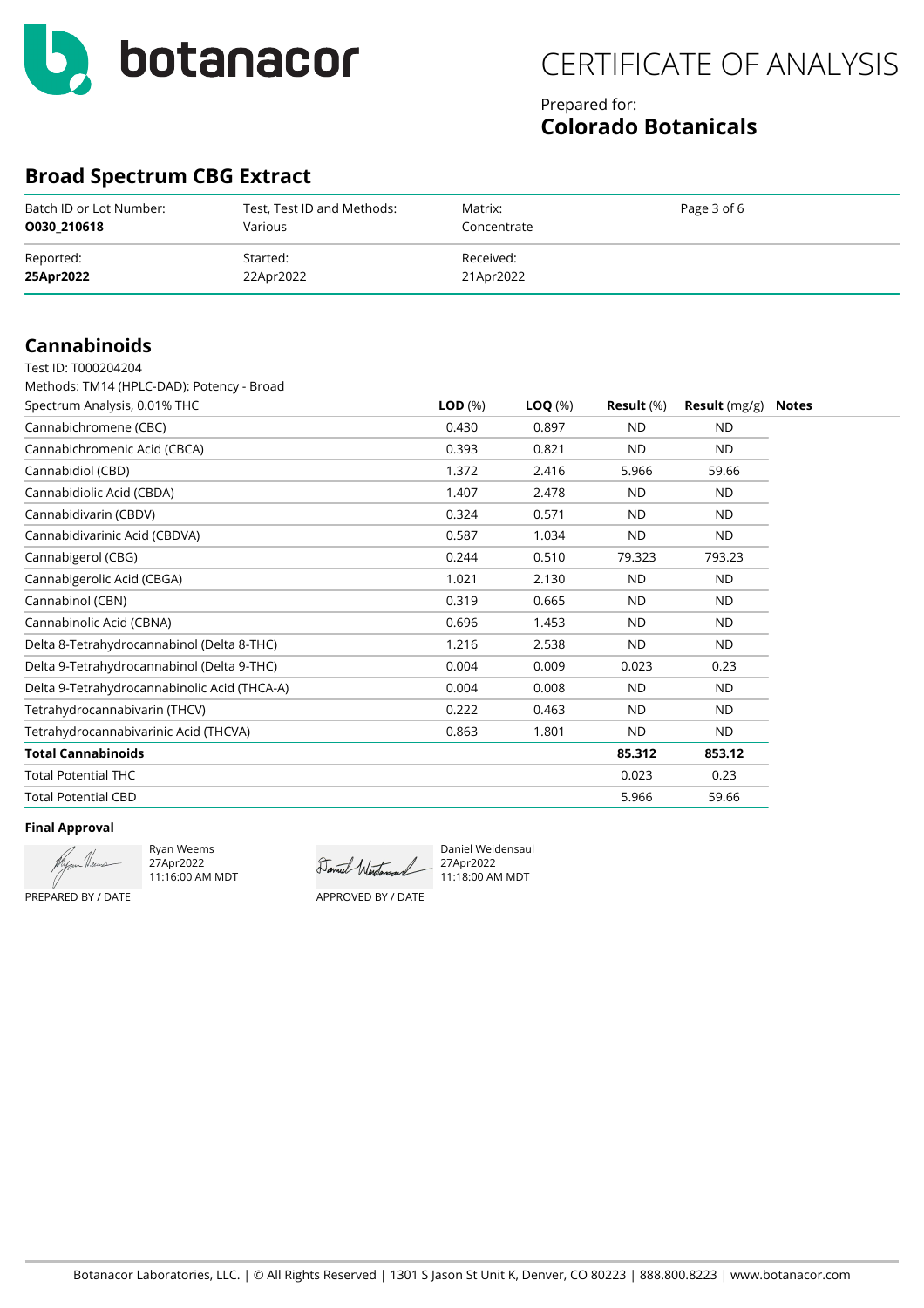botanacor

# CERTIFICATE OF ANALYSIS

Prepared for:
**Colorado Botanicals**

## Broad Spectrum CBG Extract

| Batch ID or Lot Number: | Test, Test ID and Methods: | Matrix: | |
|---|---|---|---|
| **O030_210618** | Various | Concentrate | |
| Reported: | Started: | Received: | |
| **25Apr2022** | 22Apr2022 | 21Apr2022 | |

## Cannabinoids

Test ID: T000204204

| Methods: TM14 (HPLC-DAD): Potency - Broad Spectrum Analysis, 0.01% THC | **LOD** (%) | **LOQ** (%) | **Result** (%) | **Result** (mg/g) | **Notes** |
|---|---|---|---|---|---|
| Cannabichromene (CBC) | 0.430 | 0.897 | ND | ND | |
| Cannabichromenic Acid (CBCA) | 0.393 | 0.821 | ND | ND | |
| Cannabidiol (CBD) | 1.372 | 2.416 | 5.966 | 59.66 | |
| Cannabidiolic Acid (CBDA) | 1.407 | 2.478 | ND | ND | |
| Cannabidivarin (CBDV) | 0.324 | 0.571 | ND | ND | |
| Cannabidivarinic Acid (CBDVA) | 0.587 | 1.034 | ND | ND | |
| Cannabigerol (CBG) | 0.244 | 0.510 | 79.323 | 793.23 | |
| Cannabigerolic Acid (CBGA) | 1.021 | 2.130 | ND | ND | |
| Cannabinol (CBN) | 0.319 | 0.665 | ND | ND | |
| Cannabinolic Acid (CBNA) | 0.696 | 1.453 | ND | ND | |
| Delta 8-Tetrahydrocannabinol (Delta 8-THC) | 1.216 | 2.538 | ND | ND | |
| Delta 9-Tetrahydrocannabinol (Delta 9-THC) | 0.004 | 0.009 | 0.023 | 0.23 | |
| Delta 9-Tetrahydrocannabinolic Acid (THCA-A) | 0.004 | 0.008 | ND | ND | |
| Tetrahydrocannabivarin (THCV) | 0.222 | 0.463 | ND | ND | |
| Tetrahydrocannabivarinic Acid (THCVA) | 0.863 | 1.801 | ND | ND | |
| **Total Cannabinoids** | | | **85.312** | **853.12** | |
| Total Potential THC | | | 0.023 | 0.23 | |
| Total Potential CBD | | | 5.966 | 59.66 | |

**Final Approval**

Ryan Weems
27Apr2022
11:16:00 AM MDT

PREPARED BY / DATE

Daniel Weidensaul
27Apr2022
11:18:00 AM MDT

APPROVED BY / DATE

Botanacor Laboratories, LLC. | © All Rights Reserved | 1301 S Jason St Unit K, Denver, CO 80223 | 888.800.8223 | www.botanacor.com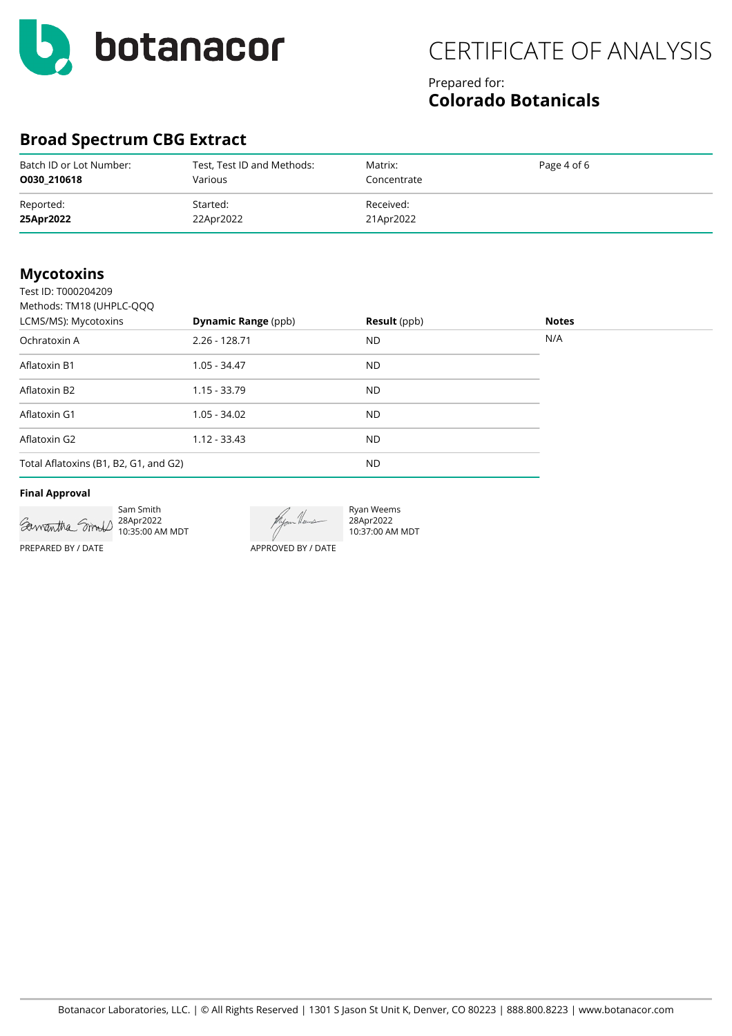botanacor

# CERTIFICATE OF ANALYSIS

Prepared for:
**Colorado Botanicals**

## Broad Spectrum CBG Extract

| Batch ID or Lot Number: | Test, Test ID and Methods: | Matrix: | Page 4 of 6 |
|---|---|---|---|
| **O030_210618** | Various | Concentrate | |
| Reported: | Started: | Received: | |
| **25Apr2022** | 22Apr2022 | 21Apr2022 | |

## Mycotoxins

Test ID: T000204209
Methods: TM18 (UHPLC-QQQ LCMS/MS): Mycotoxins

| | **Dynamic Range** (ppb) | **Result** (ppb) | **Notes** |
|---|---|---|---|
| Ochratoxin A | 2.26 - 128.71 | ND | N/A |
| Aflatoxin B1 | 1.05 - 34.47 | ND | |
| Aflatoxin B2 | 1.15 - 33.79 | ND | |
| Aflatoxin G1 | 1.05 - 34.02 | ND | |
| Aflatoxin G2 | 1.12 - 33.43 | ND | |
| Total Aflatoxins (B1, B2, G1, and G2) | | ND | |

**Final Approval**

Sam Smith
28Apr2022
10:35:00 AM MDT
PREPARED BY / DATE

Ryan Weems
28Apr2022
10:37:00 AM MDT
APPROVED BY / DATE

Botanacor Laboratories, LLC. | © All Rights Reserved | 1301 S Jason St Unit K, Denver, CO 80223 | 888.800.8223 | www.botanacor.com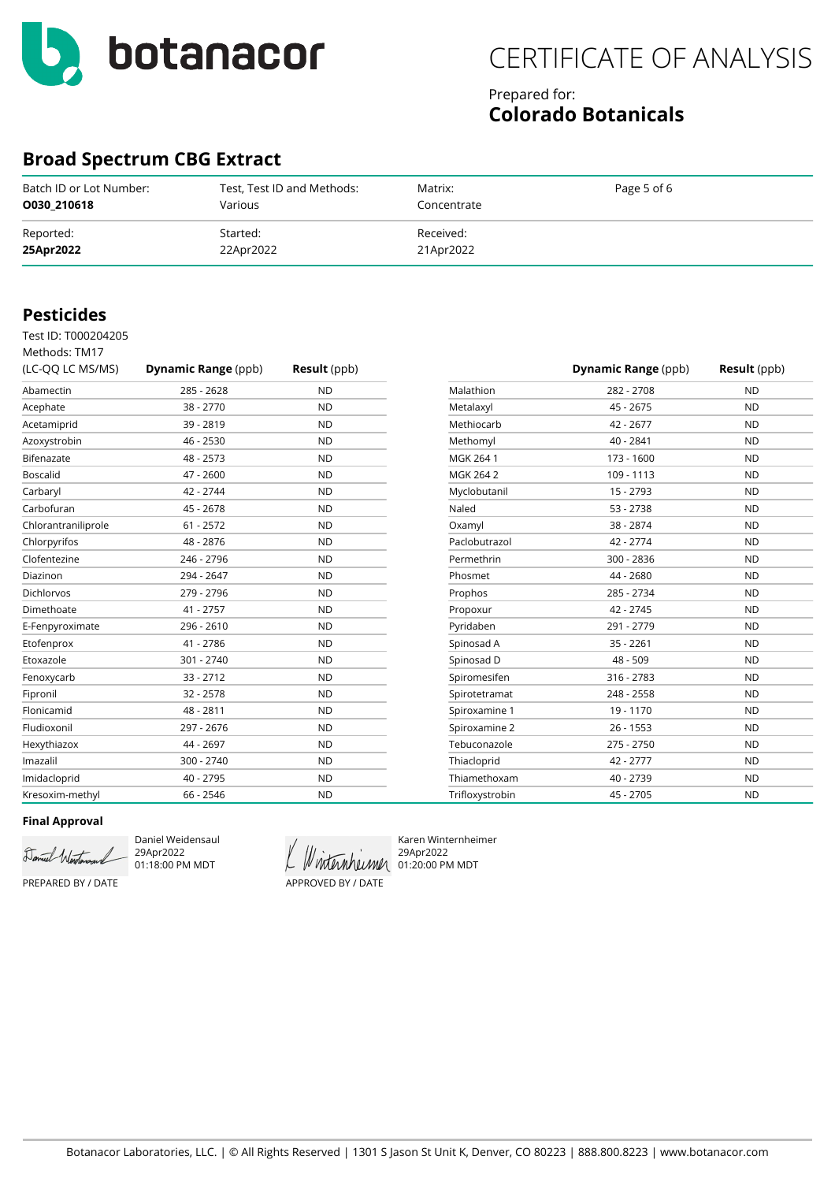botanacor

# CERTIFICATE OF ANALYSIS

Prepared for:
**Colorado Botanicals**

## Broad Spectrum CBG Extract

| Batch ID or Lot Number: | Test, Test ID and Methods: | Matrix: | |
|---|---|---|---|
| **O030_210618** | Various | Concentrate | |
| Reported: | Started: | Received: | |
| **25Apr2022** | 22Apr2022 | 21Apr2022 | |

## Pesticides

Test ID: T000204205
Methods: TM17
(LC-QQ LC MS/MS)

| Analyte | **Dynamic Range** (ppb) | **Result** (ppb) |
|---|---|---|
| Abamectin | 285 - 2628 | ND |
| Acephate | 38 - 2770 | ND |
| Acetamiprid | 39 - 2819 | ND |
| Azoxystrobin | 46 - 2530 | ND |
| Bifenazate | 48 - 2573 | ND |
| Boscalid | 47 - 2600 | ND |
| Carbaryl | 42 - 2744 | ND |
| Carbofuran | 45 - 2678 | ND |
| Chlorantraniliprole | 61 - 2572 | ND |
| Chlorpyrifos | 48 - 2876 | ND |
| Clofentezine | 246 - 2796 | ND |
| Diazinon | 294 - 2647 | ND |
| Dichlorvos | 279 - 2796 | ND |
| Dimethoate | 41 - 2757 | ND |
| E-Fenpyroximate | 296 - 2610 | ND |
| Etofenprox | 41 - 2786 | ND |
| Etoxazole | 301 - 2740 | ND |
| Fenoxycarb | 33 - 2712 | ND |
| Fipronil | 32 - 2578 | ND |
| Flonicamid | 48 - 2811 | ND |
| Fludioxonil | 297 - 2676 | ND |
| Hexythiazox | 44 - 2697 | ND |
| Imazalil | 300 - 2740 | ND |
| Imidacloprid | 40 - 2795 | ND |
| Kresoxim-methyl | 66 - 2546 | ND |
| Malathion | 282 - 2708 | ND |
| Metalaxyl | 45 - 2675 | ND |
| Methiocarb | 42 - 2677 | ND |
| Methomyl | 40 - 2841 | ND |
| MGK 264 1 | 173 - 1600 | ND |
| MGK 264 2 | 109 - 1113 | ND |
| Myclobutanil | 15 - 2793 | ND |
| Naled | 53 - 2738 | ND |
| Oxamyl | 38 - 2874 | ND |
| Paclobutrazol | 42 - 2774 | ND |
| Permethrin | 300 - 2836 | ND |
| Phosmet | 44 - 2680 | ND |
| Prophos | 285 - 2734 | ND |
| Propoxur | 42 - 2745 | ND |
| Pyridaben | 291 - 2779 | ND |
| Spinosad A | 35 - 2261 | ND |
| Spinosad D | 48 - 509 | ND |
| Spiromesifen | 316 - 2783 | ND |
| Spirotetramat | 248 - 2558 | ND |
| Spiroxamine 1 | 19 - 1170 | ND |
| Spiroxamine 2 | 26 - 1553 | ND |
| Tebuconazole | 275 - 2750 | ND |
| Thiacloprid | 42 - 2777 | ND |
| Thiamethoxam | 40 - 2739 | ND |
| Trifloxystrobin | 45 - 2705 | ND |

**Final Approval**

Daniel Weidensaul
29Apr2022
01:18:00 PM MDT
PREPARED BY / DATE

Karen Winternheimer
29Apr2022
01:20:00 PM MDT
APPROVED BY / DATE

Botanacor Laboratories, LLC. | © All Rights Reserved | 1301 S Jason St Unit K, Denver, CO 80223 | 888.800.8223 | www.botanacor.com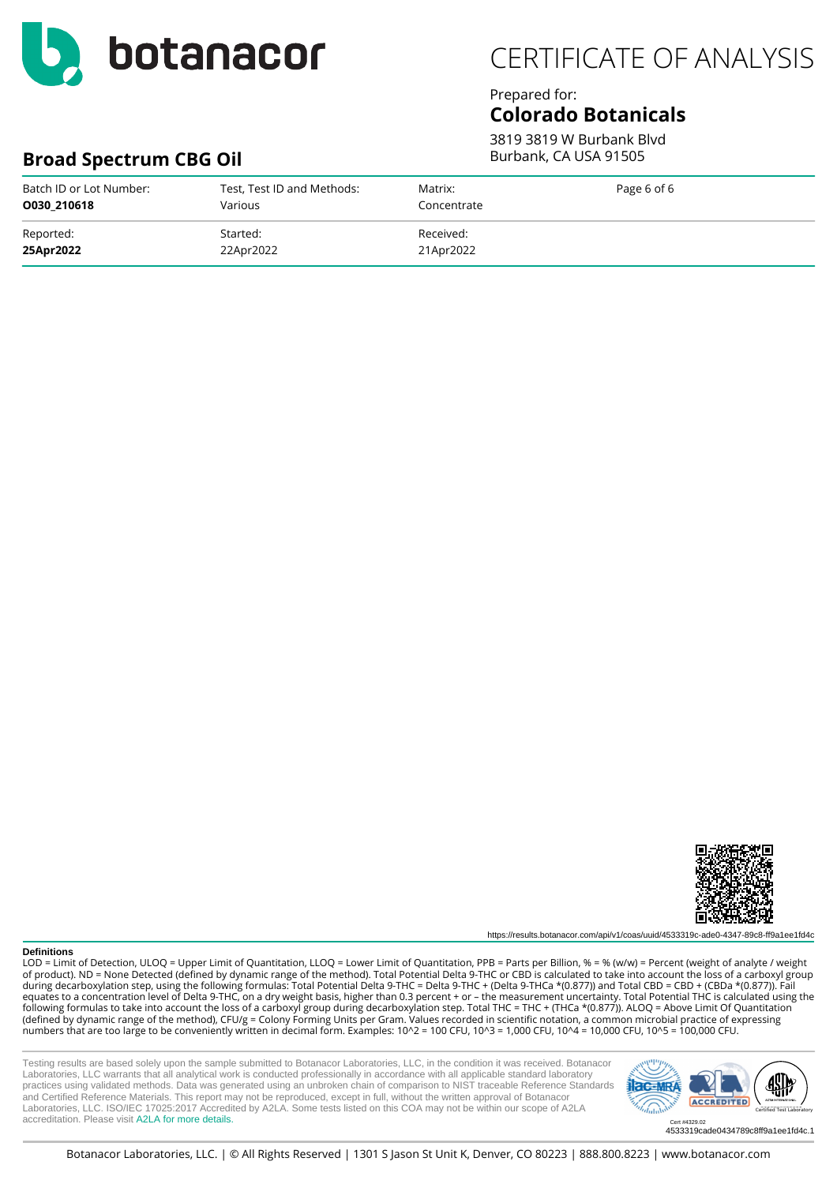# CERTIFICATE OF ANALYSIS

Prepared for:

**Colorado Botanicals**

3819 3819 W Burbank Blvd
Burbank, CA USA 91505

## Broad Spectrum CBG Oil

| Batch ID or Lot Number: | Test, Test ID and Methods: | Matrix: |
|---|---|---|
| **O030_210618** | Various | Concentrate |
| Reported: | Started: | Received: |
| **25Apr2022** | 22Apr2022 | 21Apr2022 |

https://results.botanacor.com/api/v1/coas/uuid/4533319c-ade0-4347-89c8-ff9a1ee1fd4c

**Definitions**

LOD = Limit of Detection, ULOQ = Upper Limit of Quantitation, LLOQ = Lower Limit of Quantitation, PPB = Parts per Billion, % = % (w/w) = Percent (weight of analyte / weight of product). ND = None Detected (defined by dynamic range of the method). Total Potential Delta 9-THC or CBD is calculated to take into account the loss of a carboxyl group during decarboxylation step, using the following formulas: Total Potential Delta 9-THC = Delta 9-THC + (Delta 9-THCa *(0.877)) and Total CBD = CBD + (CBDa *(0.877)). Fail equates to a concentration level of Delta 9-THC, on a dry weight basis, higher than 0.3 percent + or – the measurement uncertainty. Total Potential THC is calculated using the following formulas to take into account the loss of a carboxyl group during decarboxylation step. Total THC = THC + (THCa *(0.877)). ALOQ = Above Limit Of Quantitation (defined by dynamic range of the method), CFU/g = Colony Forming Units per Gram. Values recorded in scientific notation, a common microbial practice of expressing numbers that are too large to be conveniently written in decimal form. Examples: 10^2 = 100 CFU, 10^3 = 1,000 CFU, 10^4 = 10,000 CFU, 10^5 = 100,000 CFU.

Testing results are based solely upon the sample submitted to Botanacor Laboratories, LLC, in the condition it was received. Botanacor Laboratories, LLC warrants that all analytical work is conducted professionally in accordance with all applicable standard laboratory practices using validated methods. Data was generated using an unbroken chain of comparison to NIST traceable Reference Standards and Certified Reference Materials. This report may not be reproduced, except in full, without the written approval of Botanacor Laboratories, LLC. ISO/IEC 17025:2017 Accredited by A2LA. Some tests listed on this COA may not be within our scope of A2LA accreditation. Please visit A2LA for more details.

Cert #4329.02

4533319cade0434789c8ff9a1ee1fd4c.1

Botanacor Laboratories, LLC. | © All Rights Reserved | 1301 S Jason St Unit K, Denver, CO 80223 | 888.800.8223 | www.botanacor.com